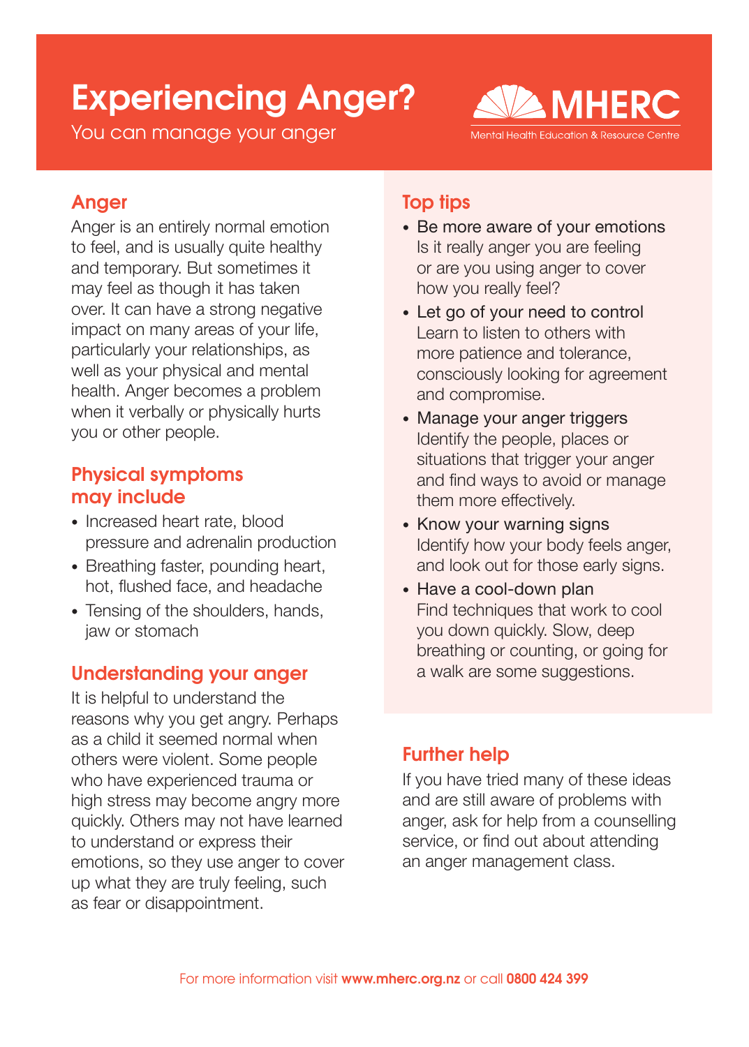# Experiencing Anger?

You can manage your anger

MHERC
Mental Health Education & Resource Centre

## Anger

Anger is an entirely normal emotion to feel, and is usually quite healthy and temporary. But sometimes it may feel as though it has taken over. It can have a strong negative impact on many areas of your life, particularly your relationships, as well as your physical and mental health. Anger becomes a problem when it verbally or physically hurts you or other people.

## Physical symptoms may include

- Increased heart rate, blood pressure and adrenalin production
- Breathing faster, pounding heart, hot, flushed face, and headache
- Tensing of the shoulders, hands, jaw or stomach

## Understanding your anger

It is helpful to understand the reasons why you get angry. Perhaps as a child it seemed normal when others were violent. Some people who have experienced trauma or high stress may become angry more quickly. Others may not have learned to understand or express their emotions, so they use anger to cover up what they are truly feeling, such as fear or disappointment.

## Top tips

- Be more aware of your emotions
  Is it really anger you are feeling or are you using anger to cover how you really feel?
- Let go of your need to control
  Learn to listen to others with more patience and tolerance, consciously looking for agreement and compromise.
- Manage your anger triggers
  Identify the people, places or situations that trigger your anger and find ways to avoid or manage them more effectively.
- Know your warning signs
  Identify how your body feels anger, and look out for those early signs.
- Have a cool-down plan
  Find techniques that work to cool you down quickly. Slow, deep breathing or counting, or going for a walk are some suggestions.

## Further help

If you have tried many of these ideas and are still aware of problems with anger, ask for help from a counselling service, or find out about attending an anger management class.

For more information visit **www.mherc.org.nz** or call **0800 424 399**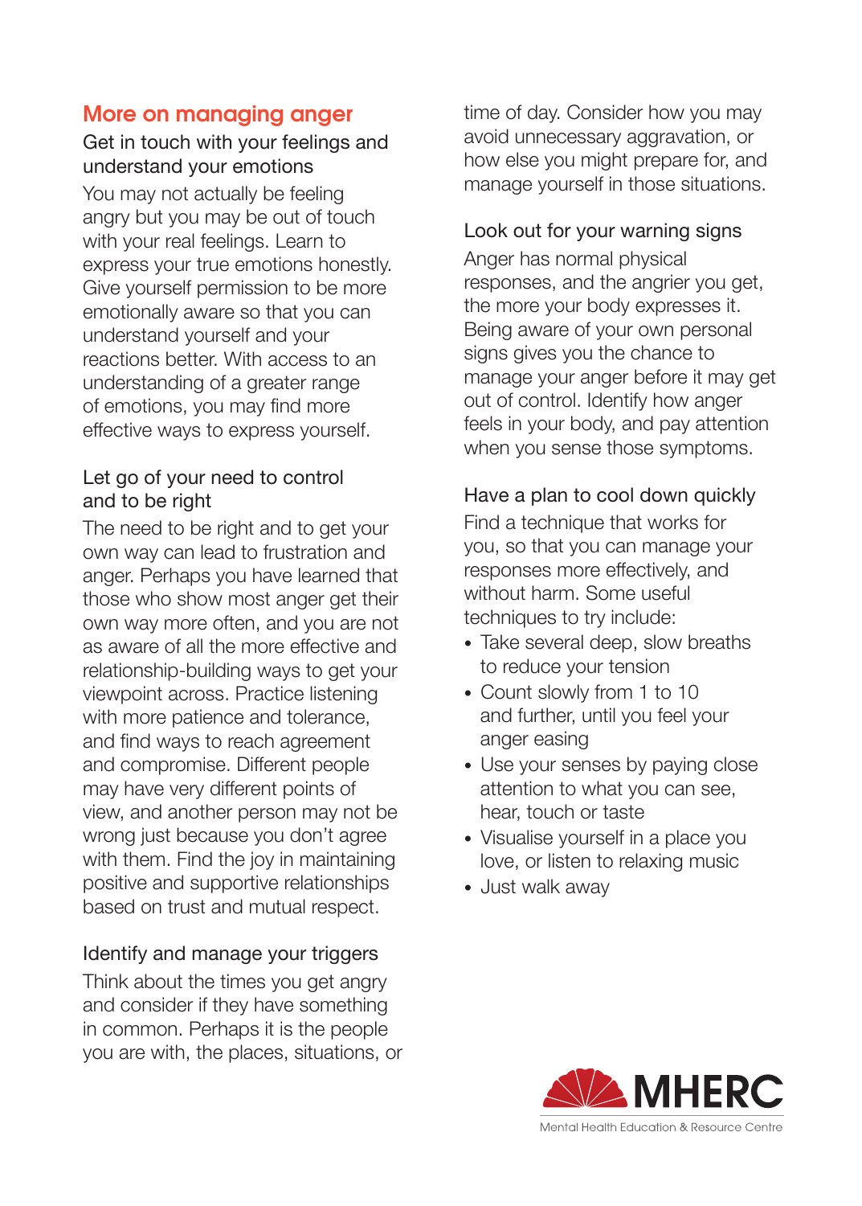## More on managing anger

### Get in touch with your feelings and understand your emotions

You may not actually be feeling angry but you may be out of touch with your real feelings. Learn to express your true emotions honestly. Give yourself permission to be more emotionally aware so that you can understand yourself and your reactions better. With access to an understanding of a greater range of emotions, you may find more effective ways to express yourself.

### Let go of your need to control and to be right

The need to be right and to get your own way can lead to frustration and anger. Perhaps you have learned that those who show most anger get their own way more often, and you are not as aware of all the more effective and relationship-building ways to get your viewpoint across. Practice listening with more patience and tolerance, and find ways to reach agreement and compromise. Different people may have very different points of view, and another person may not be wrong just because you don't agree with them. Find the joy in maintaining positive and supportive relationships based on trust and mutual respect.

### Identify and manage your triggers

Think about the times you get angry and consider if they have something in common. Perhaps it is the people you are with, the places, situations, or time of day. Consider how you may avoid unnecessary aggravation, or how else you might prepare for, and manage yourself in those situations.

### Look out for your warning signs

Anger has normal physical responses, and the angrier you get, the more your body expresses it. Being aware of your own personal signs gives you the chance to manage your anger before it may get out of control. Identify how anger feels in your body, and pay attention when you sense those symptoms.

### Have a plan to cool down quickly

Find a technique that works for you, so that you can manage your responses more effectively, and without harm. Some useful techniques to try include:

- Take several deep, slow breaths to reduce your tension
- Count slowly from 1 to 10 and further, until you feel your anger easing
- Use your senses by paying close attention to what you can see, hear, touch or taste
- Visualise yourself in a place you love, or listen to relaxing music
- Just walk away

MHERC
Mental Health Education & Resource Centre